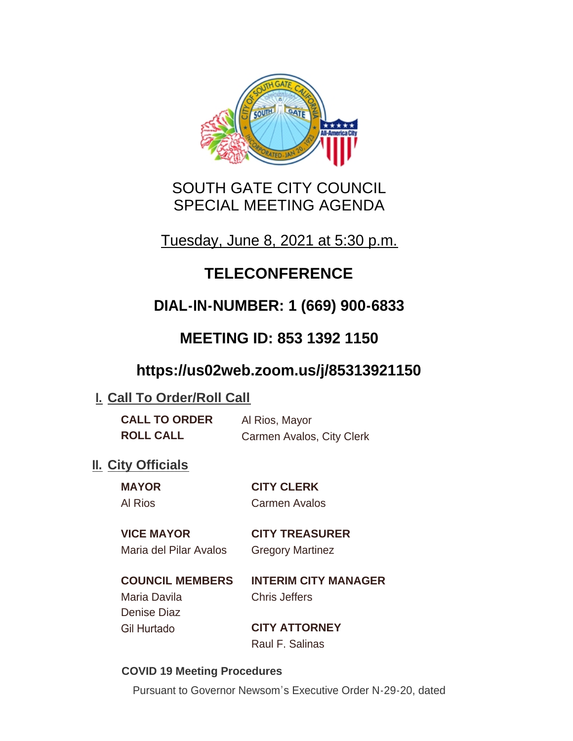# SOUTH GATE CITY COUNCIL
# SPECIAL MEETING AGENDA

Tuesday, June 8, 2021 at 5:30 p.m.

## TELECONFERENCE

## DIAL-IN-NUMBER: 1 (669) 900-6833

## MEETING ID: 853 1392 1150

## https://us02web.zoom.us/j/85313921150

## I. Call To Order/Roll Call

**CALL TO ORDER** Al Rios, Mayor

**ROLL CALL** Carmen Avalos, City Clerk

## II. City Officials

**MAYOR**
Al Rios

**VICE MAYOR**
Maria del Pilar Avalos

**COUNCIL MEMBERS**
Maria Davila
Denise Diaz
Gil Hurtado

**CITY CLERK**
Carmen Avalos

**CITY TREASURER**
Gregory Martinez

**INTERIM CITY MANAGER**
Chris Jeffers

**CITY ATTORNEY**
Raul F. Salinas

**COVID 19 Meeting Procedures**

Pursuant to Governor Newsom's Executive Order N-29-20, dated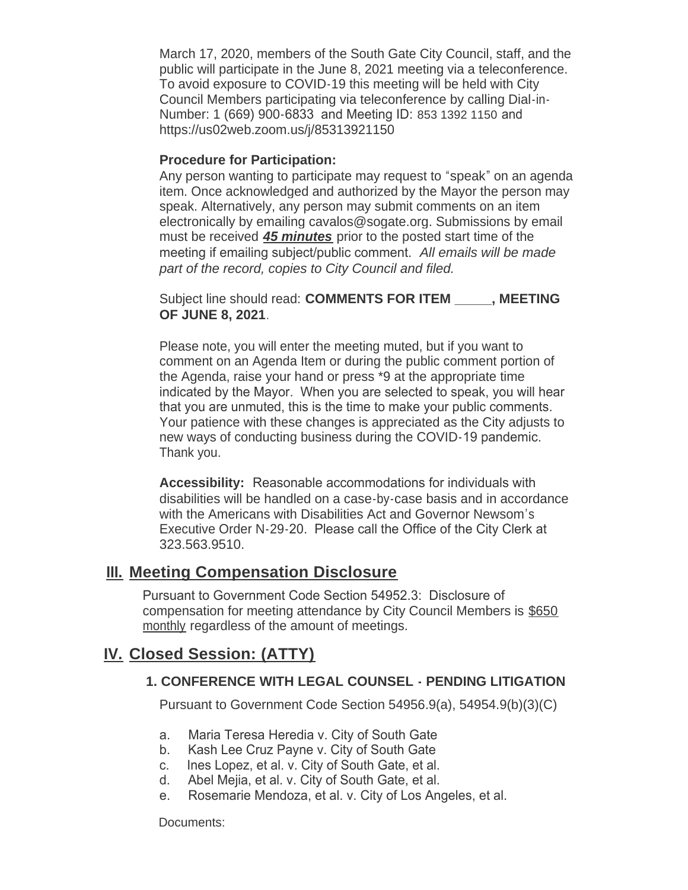March 17, 2020, members of the South Gate City Council, staff, and the public will participate in the June 8, 2021 meeting via a teleconference. To avoid exposure to COVID-19 this meeting will be held with City Council Members participating via teleconference by calling Dial-in-Number: 1 (669) 900-6833 and Meeting ID: 853 1392 1150 and https://us02web.zoom.us/j/85313921150

**Procedure for Participation:**
Any person wanting to participate may request to "speak" on an agenda item. Once acknowledged and authorized by the Mayor the person may speak. Alternatively, any person may submit comments on an item electronically by emailing cavalos@sogate.org. Submissions by email must be received ***45 minutes*** prior to the posted start time of the meeting if emailing subject/public comment. *All emails will be made part of the record, copies to City Council and filed.*

Subject line should read: **COMMENTS FOR ITEM _____, MEETING OF JUNE 8, 2021**.

Please note, you will enter the meeting muted, but if you want to comment on an Agenda Item or during the public comment portion of the Agenda, raise your hand or press *9 at the appropriate time indicated by the Mayor. When you are selected to speak, you will hear that you are unmuted, this is the time to make your public comments. Your patience with these changes is appreciated as the City adjusts to new ways of conducting business during the COVID-19 pandemic. Thank you.

**Accessibility:** Reasonable accommodations for individuals with disabilities will be handled on a case-by-case basis and in accordance with the Americans with Disabilities Act and Governor Newsom's Executive Order N-29-20. Please call the Office of the City Clerk at 323.563.9510.

## III. Meeting Compensation Disclosure

Pursuant to Government Code Section 54952.3: Disclosure of compensation for meeting attendance by City Council Members is $650 monthly regardless of the amount of meetings.

## IV. Closed Session: (ATTY)

### 1. CONFERENCE WITH LEGAL COUNSEL - PENDING LITIGATION

Pursuant to Government Code Section 54956.9(a), 54954.9(b)(3)(C)

a. Maria Teresa Heredia v. City of South Gate
b. Kash Lee Cruz Payne v. City of South Gate
c. Ines Lopez, et al. v. City of South Gate, et al.
d. Abel Mejia, et al. v. City of South Gate, et al.
e. Rosemarie Mendoza, et al. v. City of Los Angeles, et al.

Documents: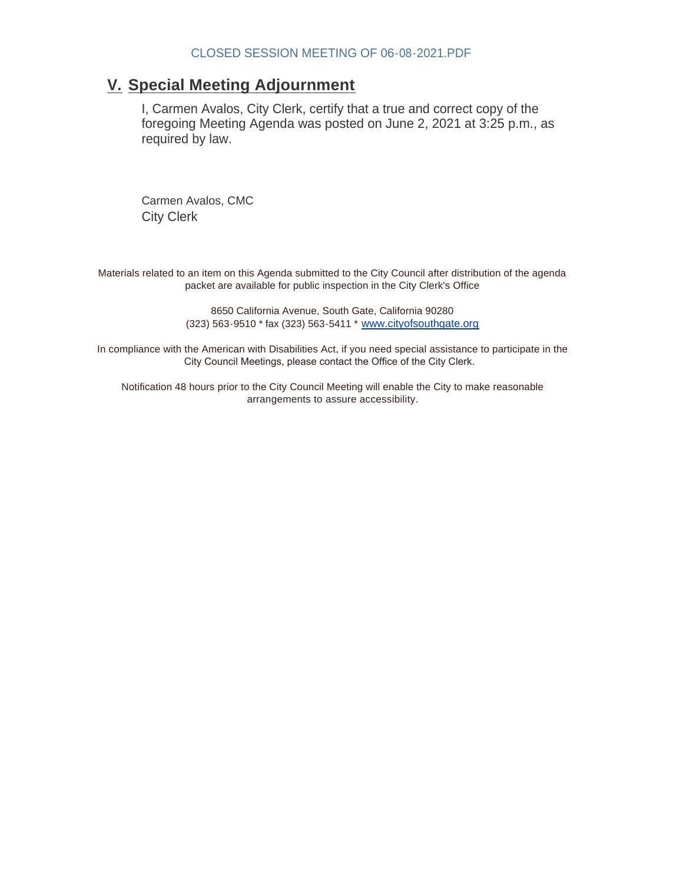CLOSED SESSION MEETING OF 06-08-2021.PDF

## V. Special Meeting Adjournment

I, Carmen Avalos, City Clerk, certify that a true and correct copy of the foregoing Meeting Agenda was posted on June 2, 2021 at 3:25 p.m., as required by law.

Carmen Avalos, CMC
City Clerk

Materials related to an item on this Agenda submitted to the City Council after distribution of the agenda packet are available for public inspection in the City Clerk's Office

8650 California Avenue, South Gate, California 90280
(323) 563-9510 * fax (323) 563-5411 * www.cityofsouthgate.org

In compliance with the American with Disabilities Act, if you need special assistance to participate in the City Council Meetings, please contact the Office of the City Clerk.

Notification 48 hours prior to the City Council Meeting will enable the City to make reasonable arrangements to assure accessibility.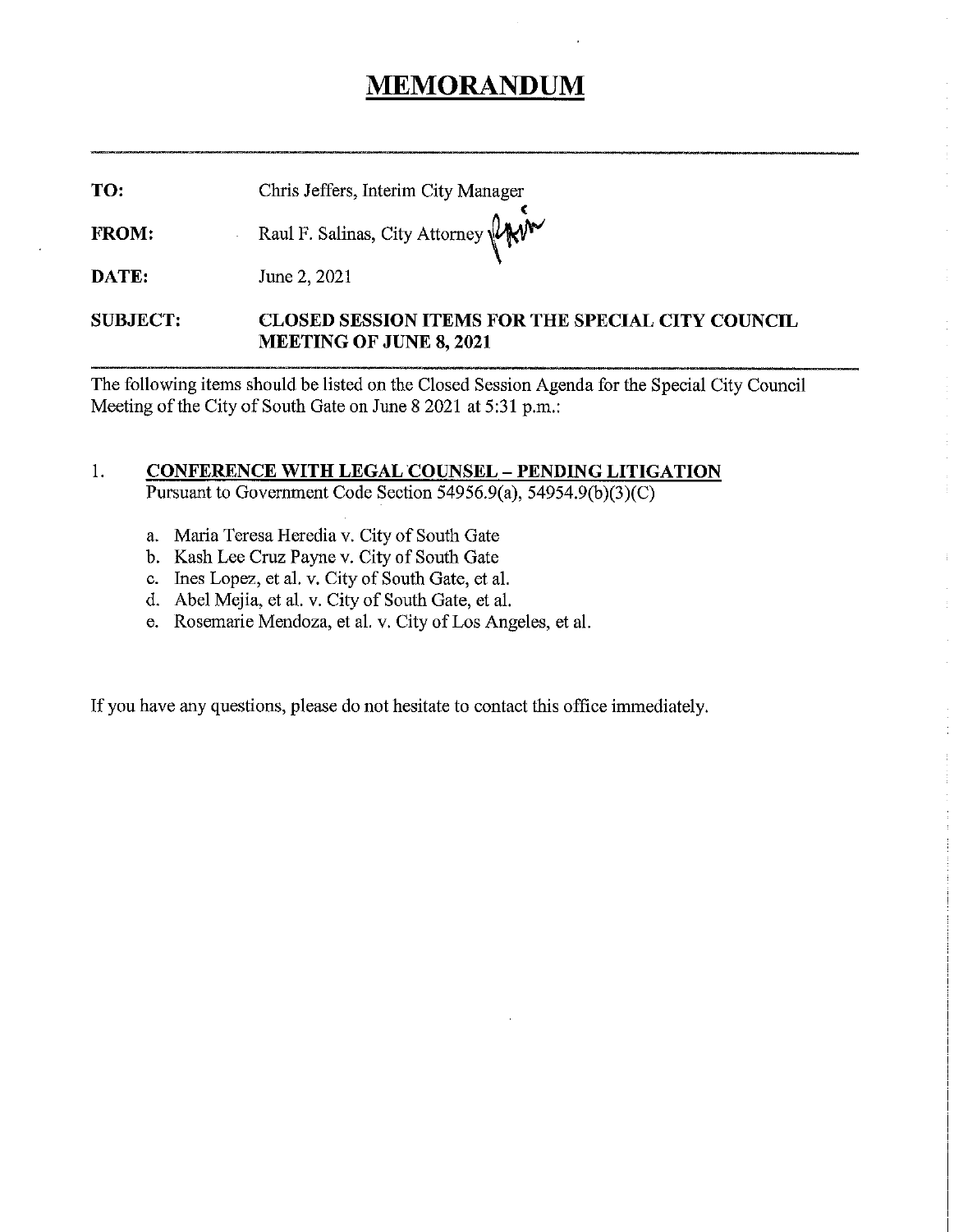# MEMORANDUM

**TO:** Chris Jeffers, Interim City Manager

**FROM:** Raul F. Salinas, City Attorney

**DATE:** June 2, 2021

**SUBJECT:** **CLOSED SESSION ITEMS FOR THE SPECIAL CITY COUNCIL MEETING OF JUNE 8, 2021**

The following items should be listed on the Closed Session Agenda for the Special City Council Meeting of the City of South Gate on June 8 2021 at 5:31 p.m.:

1. **CONFERENCE WITH LEGAL COUNSEL – PENDING LITIGATION**
   Pursuant to Government Code Section 54956.9(a), 54954.9(b)(3)(C)

   a. Maria Teresa Heredia v. City of South Gate
   b. Kash Lee Cruz Payne v. City of South Gate
   c. Ines Lopez, et al. v. City of South Gate, et al.
   d. Abel Mejia, et al. v. City of South Gate, et al.
   e. Rosemarie Mendoza, et al. v. City of Los Angeles, et al.

If you have any questions, please do not hesitate to contact this office immediately.